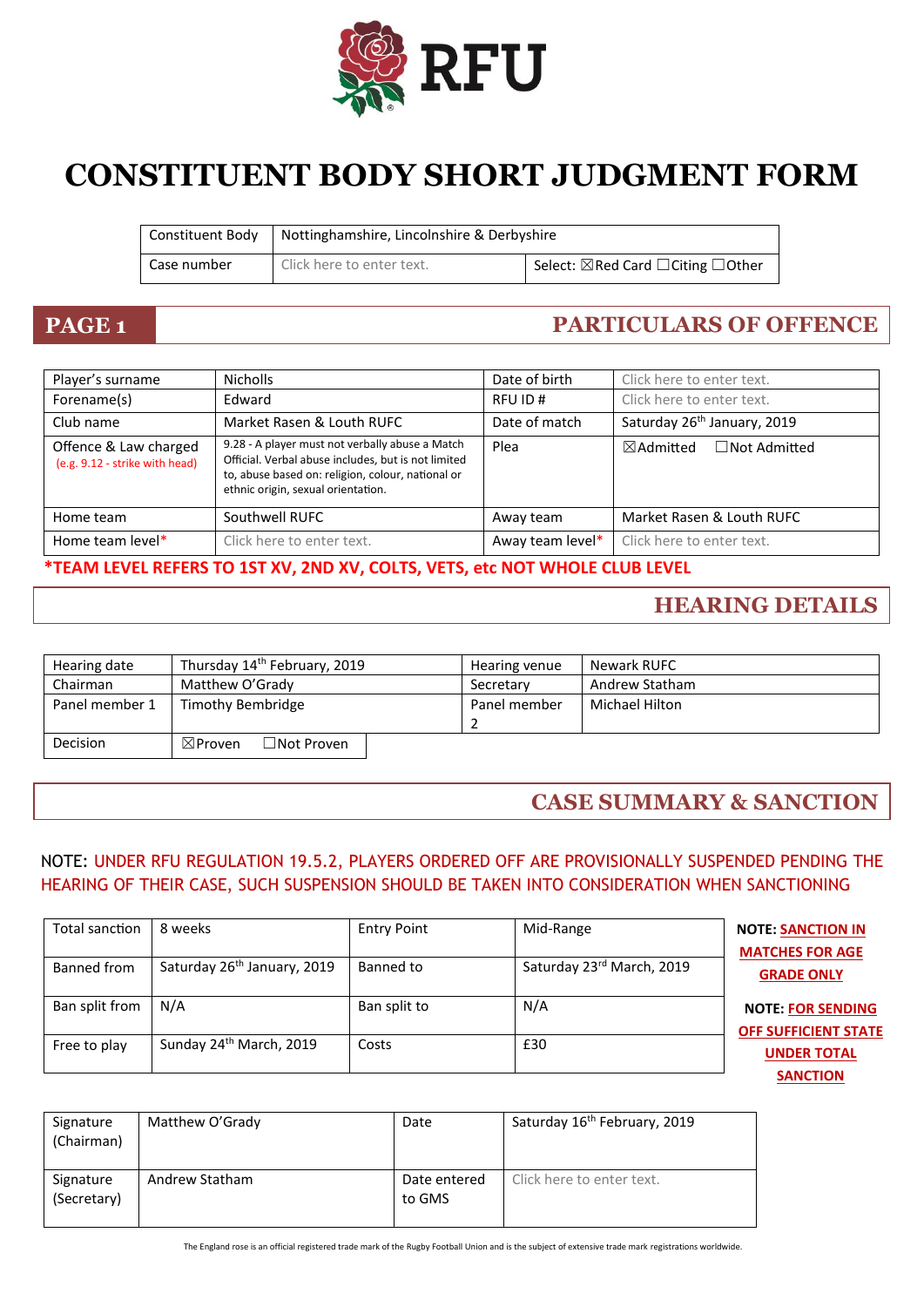# CONSTITUENT BODY SHORT JUDGMENT FORM

| | | |
|---|---|---|
| Constituent Body | Nottinghamshire, Lincolnshire & Derbyshire | |
| Case number | Click here to enter text. | Select: ☒Red Card ☐Citing ☐Other |

## PAGE 1 — PARTICULARS OF OFFENCE

| | | | |
|---|---|---|---|
| Player's surname | Nicholls | Date of birth | Click here to enter text. |
| Forename(s) | Edward | RFU ID # | Click here to enter text. |
| Club name | Market Rasen & Louth RUFC | Date of match | Saturday 26th January, 2019 |
| Offence & Law charged (e.g. 9.12 - strike with head) | 9.28 - A player must not verbally abuse a Match Official. Verbal abuse includes, but is not limited to, abuse based on: religion, colour, national or ethnic origin, sexual orientation. | Plea | ☒Admitted ☐Not Admitted |
| Home team | Southwell RUFC | Away team | Market Rasen & Louth RUFC |
| Home team level* | Click here to enter text. | Away team level* | Click here to enter text. |

***TEAM LEVEL REFERS TO 1ST XV, 2ND XV, COLTS, VETS, etc NOT WHOLE CLUB LEVEL**

## HEARING DETAILS

| | | | |
|---|---|---|---|
| Hearing date | Thursday 14th February, 2019 | Hearing venue | Newark RUFC |
| Chairman | Matthew O'Grady | Secretary | Andrew Statham |
| Panel member 1 | Timothy Bembridge | Panel member 2 | Michael Hilton |
| Decision | ☒Proven ☐Not Proven | | |

## CASE SUMMARY & SANCTION

NOTE: UNDER RFU REGULATION 19.5.2, PLAYERS ORDERED OFF ARE PROVISIONALLY SUSPENDED PENDING THE HEARING OF THEIR CASE, SUCH SUSPENSION SHOULD BE TAKEN INTO CONSIDERATION WHEN SANCTIONING

| | | | |
|---|---|---|---|
| Total sanction | 8 weeks | Entry Point | Mid-Range |
| Banned from | Saturday 26th January, 2019 | Banned to | Saturday 23rd March, 2019 |
| Ban split from | N/A | Ban split to | N/A |
| Free to play | Sunday 24th March, 2019 | Costs | £30 |

**NOTE: SANCTION IN MATCHES FOR AGE GRADE ONLY**

**NOTE: FOR SENDING OFF SUFFICIENT STATE UNDER TOTAL SANCTION**

| | | | |
|---|---|---|---|
| Signature (Chairman) | Matthew O'Grady | Date | Saturday 16th February, 2019 |
| Signature (Secretary) | Andrew Statham | Date entered to GMS | Click here to enter text. |

The England rose is an official registered trade mark of the Rugby Football Union and is the subject of extensive trade mark registrations worldwide.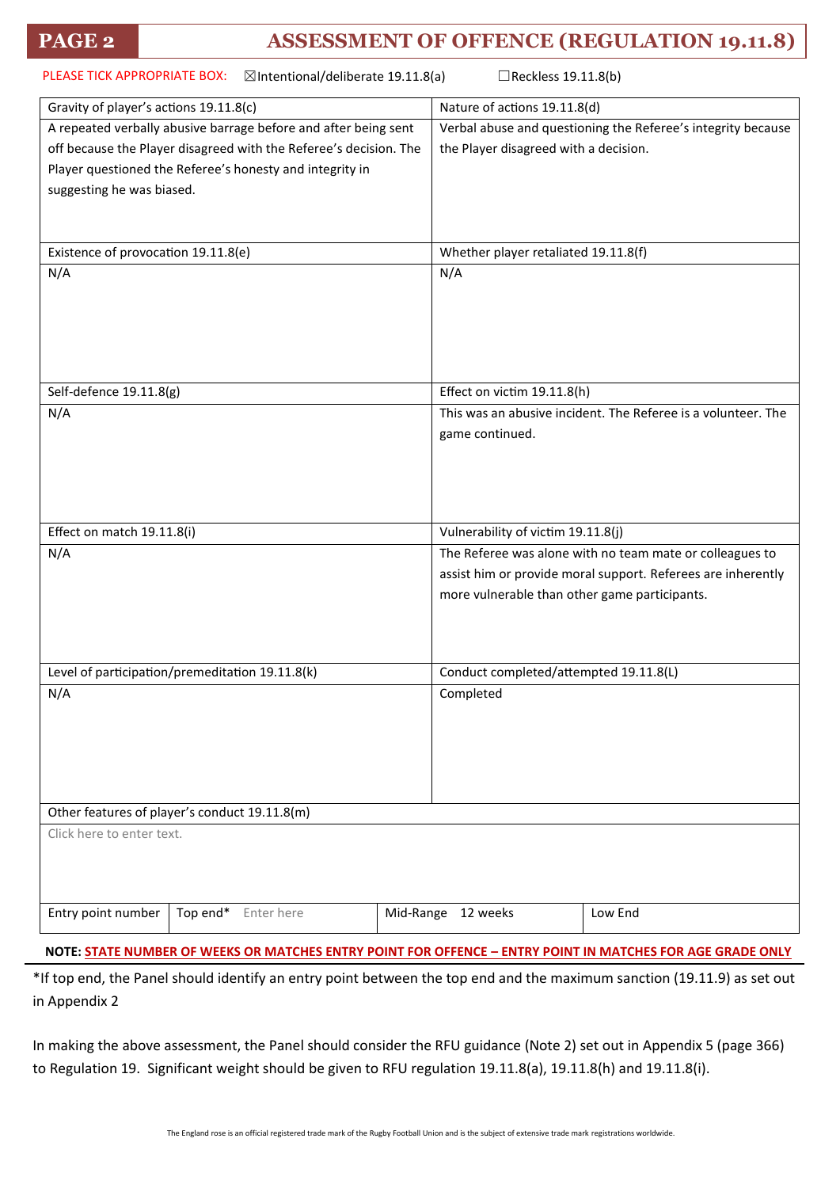# PAGE 2 — ASSESSMENT OF OFFENCE (REGULATION 19.11.8)

PLEASE TICK APPROPRIATE BOX: ☒Intentional/deliberate 19.11.8(a) ☐Reckless 19.11.8(b)

| | |
|---|---|
| **Gravity of player's actions 19.11.8(c)** | **Nature of actions 19.11.8(d)** |
| A repeated verbally abusive barrage before and after being sent off because the Player disagreed with the Referee's decision. The Player questioned the Referee's honesty and integrity in suggesting he was biased. | Verbal abuse and questioning the Referee's integrity because the Player disagreed with a decision. |
| **Existence of provocation 19.11.8(e)** | **Whether player retaliated 19.11.8(f)** |
| N/A | N/A |
| **Self-defence 19.11.8(g)** | **Effect on victim 19.11.8(h)** |
| N/A | This was an abusive incident. The Referee is a volunteer. The game continued. |
| **Effect on match 19.11.8(i)** | **Vulnerability of victim 19.11.8(j)** |
| N/A | The Referee was alone with no team mate or colleagues to assist him or provide moral support. Referees are inherently more vulnerable than other game participants. |
| **Level of participation/premeditation 19.11.8(k)** | **Conduct completed/attempted 19.11.8(L)** |
| N/A | Completed |

**Other features of player's conduct 19.11.8(m)**

Click here to enter text.

| | | | |
|---|---|---|---|
| Entry point number | Top end* Enter here | Mid-Range 12 weeks | Low End |

**NOTE: STATE NUMBER OF WEEKS OR MATCHES ENTRY POINT FOR OFFENCE – ENTRY POINT IN MATCHES FOR AGE GRADE ONLY**

*If top end, the Panel should identify an entry point between the top end and the maximum sanction (19.11.9) as set out in Appendix 2

In making the above assessment, the Panel should consider the RFU guidance (Note 2) set out in Appendix 5 (page 366) to Regulation 19. Significant weight should be given to RFU regulation 19.11.8(a), 19.11.8(h) and 19.11.8(i).

The England rose is an official registered trade mark of the Rugby Football Union and is the subject of extensive trade mark registrations worldwide.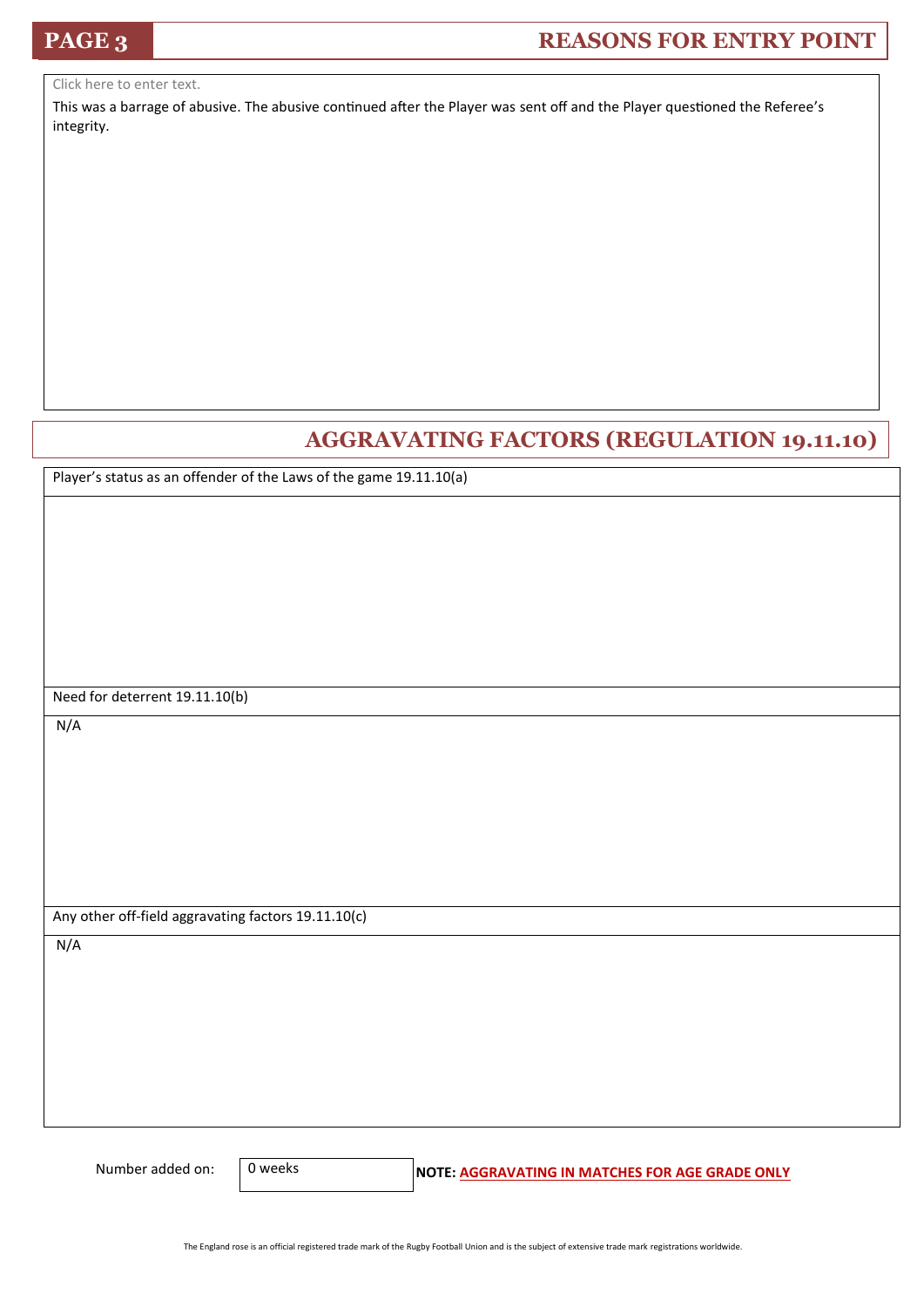## PAGE 3 REASONS FOR ENTRY POINT

Click here to enter text.

This was a barrage of abusive. The abusive continued after the Player was sent off and the Player questioned the Referee's integrity.

## AGGRAVATING FACTORS (REGULATION 19.11.10)

Player's status as an offender of the Laws of the game 19.11.10(a)

Need for deterrent 19.11.10(b)

N/A

Any other off-field aggravating factors 19.11.10(c)

N/A

Number added on: 0 weeks

**NOTE: AGGRAVATING IN MATCHES FOR AGE GRADE ONLY**

The England rose is an official registered trade mark of the Rugby Football Union and is the subject of extensive trade mark registrations worldwide.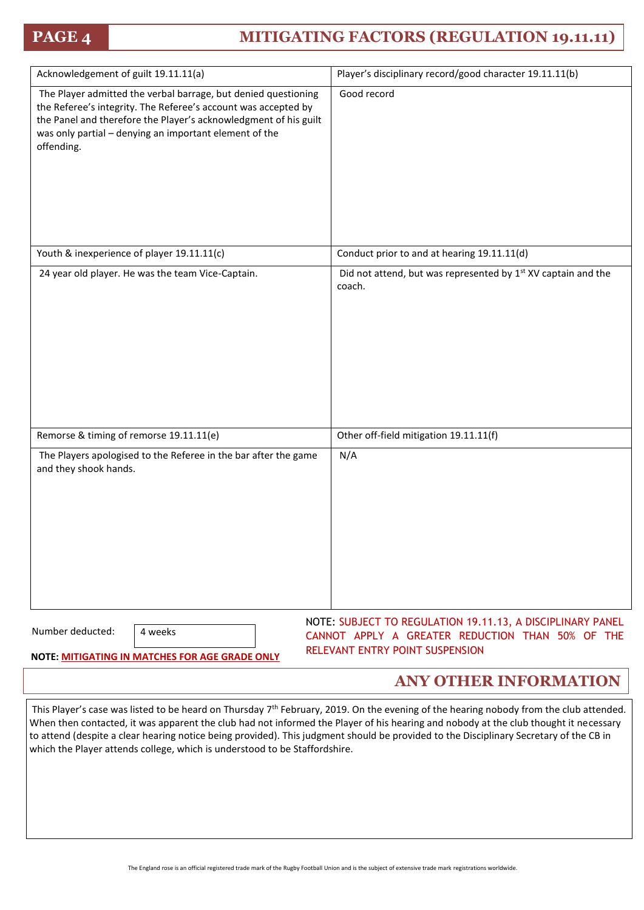## PAGE 4 MITIGATING FACTORS (REGULATION 19.11.11)

| | |
|---|---|
| Acknowledgement of guilt 19.11.11(a) | Player's disciplinary record/good character 19.11.11(b) |
| The Player admitted the verbal barrage, but denied questioning the Referee's integrity. The Referee's account was accepted by the Panel and therefore the Player's acknowledgment of his guilt was only partial – denying an important element of the offending. | Good record |
| Youth & inexperience of player 19.11.11(c) | Conduct prior to and at hearing 19.11.11(d) |
| 24 year old player. He was the team Vice-Captain. | Did not attend, but was represented by 1st XV captain and the coach. |
| Remorse & timing of remorse 19.11.11(e) | Other off-field mitigation 19.11.11(f) |
| The Players apologised to the Referee in the bar after the game and they shook hands. | N/A |

Number deducted: 4 weeks

**NOTE: MITIGATING IN MATCHES FOR AGE GRADE ONLY**

NOTE: SUBJECT TO REGULATION 19.11.13, A DISCIPLINARY PANEL CANNOT APPLY A GREATER REDUCTION THAN 50% OF THE RELEVANT ENTRY POINT SUSPENSION

## ANY OTHER INFORMATION

This Player's case was listed to be heard on Thursday 7th February, 2019. On the evening of the hearing nobody from the club attended. When then contacted, it was apparent the club had not informed the Player of his hearing and nobody at the club thought it necessary to attend (despite a clear hearing notice being provided). This judgment should be provided to the Disciplinary Secretary of the CB in which the Player attends college, which is understood to be Staffordshire.

The England rose is an official registered trade mark of the Rugby Football Union and is the subject of extensive trade mark registrations worldwide.